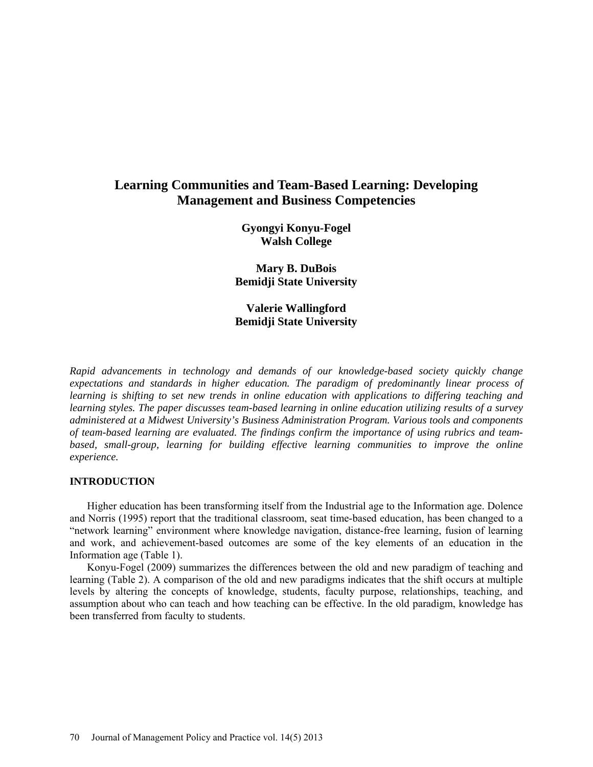# Learning Communities and Team-Based Learning: Developing Management and Business Competencies

**Gyongyi Konyu-Fogel**
**Walsh College**

**Mary B. DuBois**
**Bemidji State University**

**Valerie Wallingford**
**Bemidji State University**

*Rapid advancements in technology and demands of our knowledge-based society quickly change expectations and standards in higher education. The paradigm of predominantly linear process of learning is shifting to set new trends in online education with applications to differing teaching and learning styles. The paper discusses team-based learning in online education utilizing results of a survey administered at a Midwest University's Business Administration Program. Various tools and components of team-based learning are evaluated. The findings confirm the importance of using rubrics and team-based, small-group, learning for building effective learning communities to improve the online experience.*

## INTRODUCTION

Higher education has been transforming itself from the Industrial age to the Information age. Dolence and Norris (1995) report that the traditional classroom, seat time-based education, has been changed to a "network learning" environment where knowledge navigation, distance-free learning, fusion of learning and work, and achievement-based outcomes are some of the key elements of an education in the Information age (Table 1).

Konyu-Fogel (2009) summarizes the differences between the old and new paradigm of teaching and learning (Table 2). A comparison of the old and new paradigms indicates that the shift occurs at multiple levels by altering the concepts of knowledge, students, faculty purpose, relationships, teaching, and assumption about who can teach and how teaching can be effective. In the old paradigm, knowledge has been transferred from faculty to students.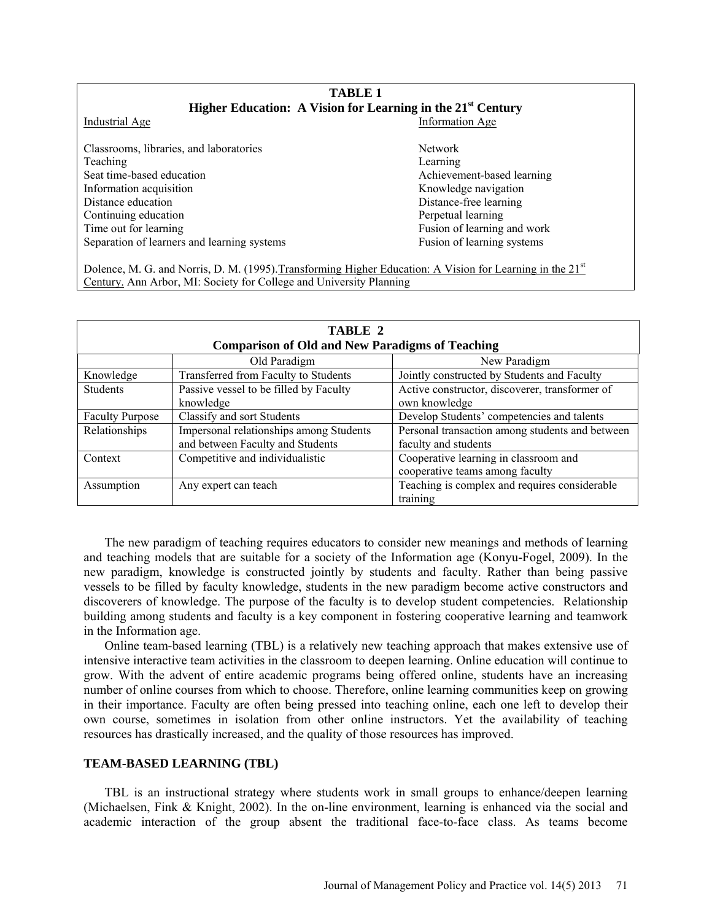**TABLE 1**
**Higher Education: A Vision for Learning in the 21st Century**

| Industrial Age | Information Age |
|---|---|
| Classrooms, libraries, and laboratories | Network |
| Teaching | Learning |
| Seat time-based education | Achievement-based learning |
| Information acquisition | Knowledge navigation |
| Distance education | Distance-free learning |
| Continuing education | Perpetual learning |
| Time out for learning | Fusion of learning and work |
| Separation of learners and learning systems | Fusion of learning systems |

Dolence, M. G. and Norris, D. M. (1995).Transforming Higher Education: A Vision for Learning in the 21st Century. Ann Arbor, MI: Society for College and University Planning

**TABLE 2**
**Comparison of Old and New Paradigms of Teaching**

| | Old Paradigm | New Paradigm |
|---|---|---|
| Knowledge | Transferred from Faculty to Students | Jointly constructed by Students and Faculty |
| Students | Passive vessel to be filled by Faculty knowledge | Active constructor, discoverer, transformer of own knowledge |
| Faculty Purpose | Classify and sort Students | Develop Students' competencies and talents |
| Relationships | Impersonal relationships among Students and between Faculty and Students | Personal transaction among students and between faculty and students |
| Context | Competitive and individualistic | Cooperative learning in classroom and cooperative teams among faculty |
| Assumption | Any expert can teach | Teaching is complex and requires considerable training |

The new paradigm of teaching requires educators to consider new meanings and methods of learning and teaching models that are suitable for a society of the Information age (Konyu-Fogel, 2009). In the new paradigm, knowledge is constructed jointly by students and faculty. Rather than being passive vessels to be filled by faculty knowledge, students in the new paradigm become active constructors and discoverers of knowledge. The purpose of the faculty is to develop student competencies. Relationship building among students and faculty is a key component in fostering cooperative learning and teamwork in the Information age.

Online team-based learning (TBL) is a relatively new teaching approach that makes extensive use of intensive interactive team activities in the classroom to deepen learning. Online education will continue to grow. With the advent of entire academic programs being offered online, students have an increasing number of online courses from which to choose. Therefore, online learning communities keep on growing in their importance. Faculty are often being pressed into teaching online, each one left to develop their own course, sometimes in isolation from other online instructors. Yet the availability of teaching resources has drastically increased, and the quality of those resources has improved.

## TEAM-BASED LEARNING (TBL)

TBL is an instructional strategy where students work in small groups to enhance/deepen learning (Michaelsen, Fink & Knight, 2002). In the on-line environment, learning is enhanced via the social and academic interaction of the group absent the traditional face-to-face class. As teams become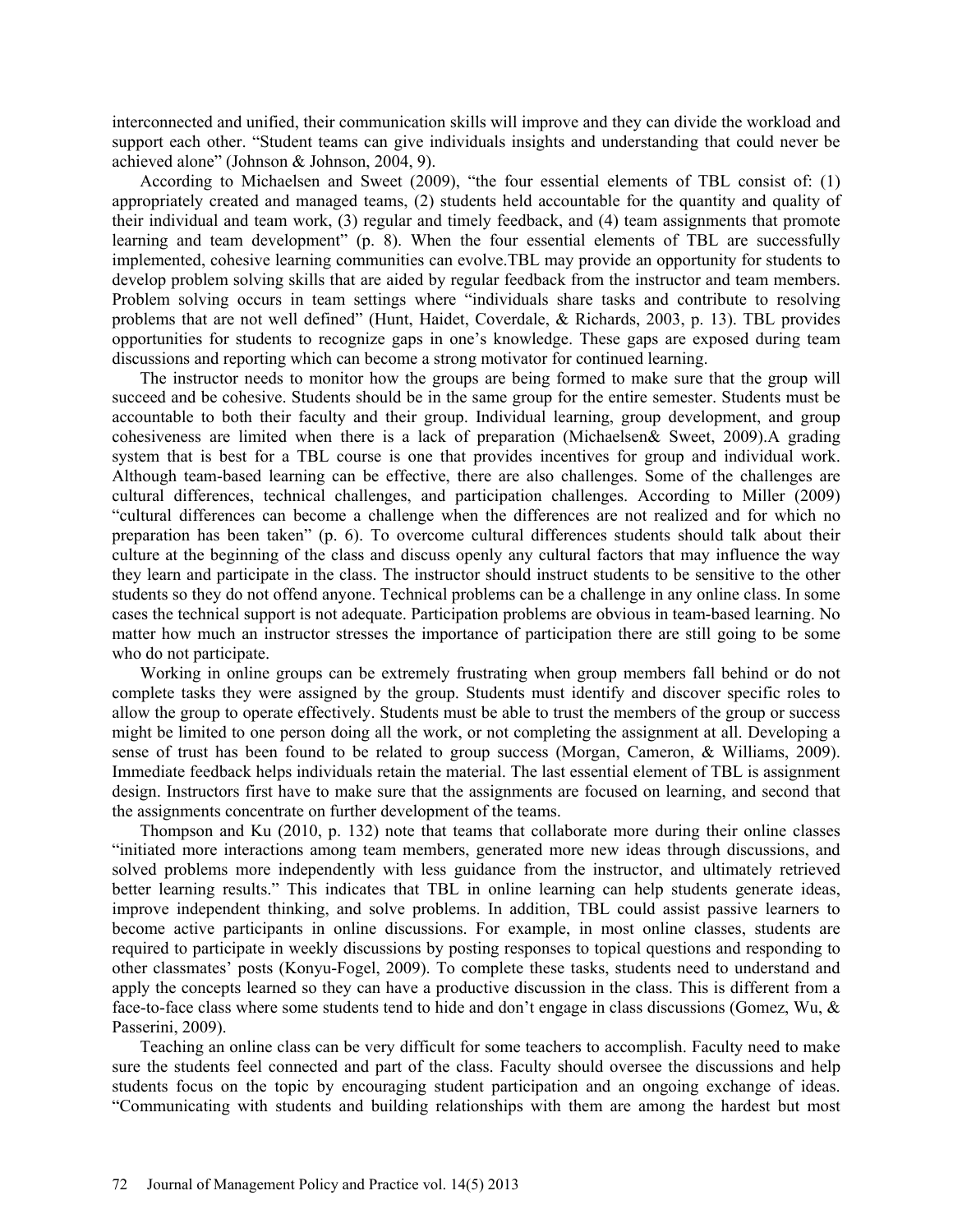interconnected and unified, their communication skills will improve and they can divide the workload and support each other. "Student teams can give individuals insights and understanding that could never be achieved alone" (Johnson & Johnson, 2004, 9).

According to Michaelsen and Sweet (2009), "the four essential elements of TBL consist of: (1) appropriately created and managed teams, (2) students held accountable for the quantity and quality of their individual and team work, (3) regular and timely feedback, and (4) team assignments that promote learning and team development" (p. 8). When the four essential elements of TBL are successfully implemented, cohesive learning communities can evolve.TBL may provide an opportunity for students to develop problem solving skills that are aided by regular feedback from the instructor and team members. Problem solving occurs in team settings where "individuals share tasks and contribute to resolving problems that are not well defined" (Hunt, Haidet, Coverdale, & Richards, 2003, p. 13). TBL provides opportunities for students to recognize gaps in one's knowledge. These gaps are exposed during team discussions and reporting which can become a strong motivator for continued learning.

The instructor needs to monitor how the groups are being formed to make sure that the group will succeed and be cohesive. Students should be in the same group for the entire semester. Students must be accountable to both their faculty and their group. Individual learning, group development, and group cohesiveness are limited when there is a lack of preparation (Michaelsen& Sweet, 2009).A grading system that is best for a TBL course is one that provides incentives for group and individual work. Although team-based learning can be effective, there are also challenges. Some of the challenges are cultural differences, technical challenges, and participation challenges. According to Miller (2009) "cultural differences can become a challenge when the differences are not realized and for which no preparation has been taken" (p. 6). To overcome cultural differences students should talk about their culture at the beginning of the class and discuss openly any cultural factors that may influence the way they learn and participate in the class. The instructor should instruct students to be sensitive to the other students so they do not offend anyone. Technical problems can be a challenge in any online class. In some cases the technical support is not adequate. Participation problems are obvious in team-based learning. No matter how much an instructor stresses the importance of participation there are still going to be some who do not participate.

Working in online groups can be extremely frustrating when group members fall behind or do not complete tasks they were assigned by the group. Students must identify and discover specific roles to allow the group to operate effectively. Students must be able to trust the members of the group or success might be limited to one person doing all the work, or not completing the assignment at all. Developing a sense of trust has been found to be related to group success (Morgan, Cameron, & Williams, 2009). Immediate feedback helps individuals retain the material. The last essential element of TBL is assignment design. Instructors first have to make sure that the assignments are focused on learning, and second that the assignments concentrate on further development of the teams.

Thompson and Ku (2010, p. 132) note that teams that collaborate more during their online classes "initiated more interactions among team members, generated more new ideas through discussions, and solved problems more independently with less guidance from the instructor, and ultimately retrieved better learning results." This indicates that TBL in online learning can help students generate ideas, improve independent thinking, and solve problems. In addition, TBL could assist passive learners to become active participants in online discussions. For example, in most online classes, students are required to participate in weekly discussions by posting responses to topical questions and responding to other classmates' posts (Konyu-Fogel, 2009). To complete these tasks, students need to understand and apply the concepts learned so they can have a productive discussion in the class. This is different from a face-to-face class where some students tend to hide and don't engage in class discussions (Gomez, Wu, & Passerini, 2009).

Teaching an online class can be very difficult for some teachers to accomplish. Faculty need to make sure the students feel connected and part of the class. Faculty should oversee the discussions and help students focus on the topic by encouraging student participation and an ongoing exchange of ideas. "Communicating with students and building relationships with them are among the hardest but most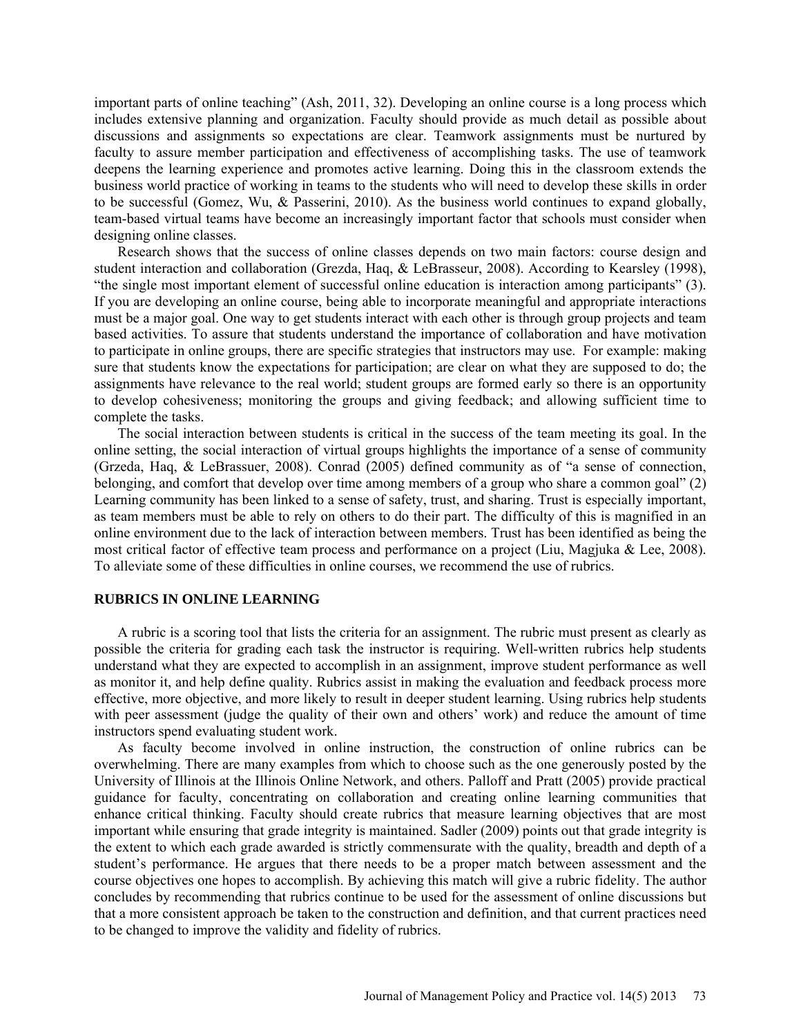important parts of online teaching" (Ash, 2011, 32). Developing an online course is a long process which includes extensive planning and organization. Faculty should provide as much detail as possible about discussions and assignments so expectations are clear. Teamwork assignments must be nurtured by faculty to assure member participation and effectiveness of accomplishing tasks. The use of teamwork deepens the learning experience and promotes active learning. Doing this in the classroom extends the business world practice of working in teams to the students who will need to develop these skills in order to be successful (Gomez, Wu, & Passerini, 2010). As the business world continues to expand globally, team-based virtual teams have become an increasingly important factor that schools must consider when designing online classes.

Research shows that the success of online classes depends on two main factors: course design and student interaction and collaboration (Grezda, Haq, & LeBrasseur, 2008). According to Kearsley (1998), "the single most important element of successful online education is interaction among participants" (3). If you are developing an online course, being able to incorporate meaningful and appropriate interactions must be a major goal. One way to get students interact with each other is through group projects and team based activities. To assure that students understand the importance of collaboration and have motivation to participate in online groups, there are specific strategies that instructors may use. For example: making sure that students know the expectations for participation; are clear on what they are supposed to do; the assignments have relevance to the real world; student groups are formed early so there is an opportunity to develop cohesiveness; monitoring the groups and giving feedback; and allowing sufficient time to complete the tasks.

The social interaction between students is critical in the success of the team meeting its goal. In the online setting, the social interaction of virtual groups highlights the importance of a sense of community (Grzeda, Haq, & LeBrassuer, 2008). Conrad (2005) defined community as of "a sense of connection, belonging, and comfort that develop over time among members of a group who share a common goal" (2) Learning community has been linked to a sense of safety, trust, and sharing. Trust is especially important, as team members must be able to rely on others to do their part. The difficulty of this is magnified in an online environment due to the lack of interaction between members. Trust has been identified as being the most critical factor of effective team process and performance on a project (Liu, Magjuka & Lee, 2008). To alleviate some of these difficulties in online courses, we recommend the use of rubrics.

## RUBRICS IN ONLINE LEARNING

A rubric is a scoring tool that lists the criteria for an assignment. The rubric must present as clearly as possible the criteria for grading each task the instructor is requiring. Well-written rubrics help students understand what they are expected to accomplish in an assignment, improve student performance as well as monitor it, and help define quality. Rubrics assist in making the evaluation and feedback process more effective, more objective, and more likely to result in deeper student learning. Using rubrics help students with peer assessment (judge the quality of their own and others' work) and reduce the amount of time instructors spend evaluating student work.

As faculty become involved in online instruction, the construction of online rubrics can be overwhelming. There are many examples from which to choose such as the one generously posted by the University of Illinois at the Illinois Online Network, and others. Palloff and Pratt (2005) provide practical guidance for faculty, concentrating on collaboration and creating online learning communities that enhance critical thinking. Faculty should create rubrics that measure learning objectives that are most important while ensuring that grade integrity is maintained. Sadler (2009) points out that grade integrity is the extent to which each grade awarded is strictly commensurate with the quality, breadth and depth of a student's performance. He argues that there needs to be a proper match between assessment and the course objectives one hopes to accomplish. By achieving this match will give a rubric fidelity. The author concludes by recommending that rubrics continue to be used for the assessment of online discussions but that a more consistent approach be taken to the construction and definition, and that current practices need to be changed to improve the validity and fidelity of rubrics.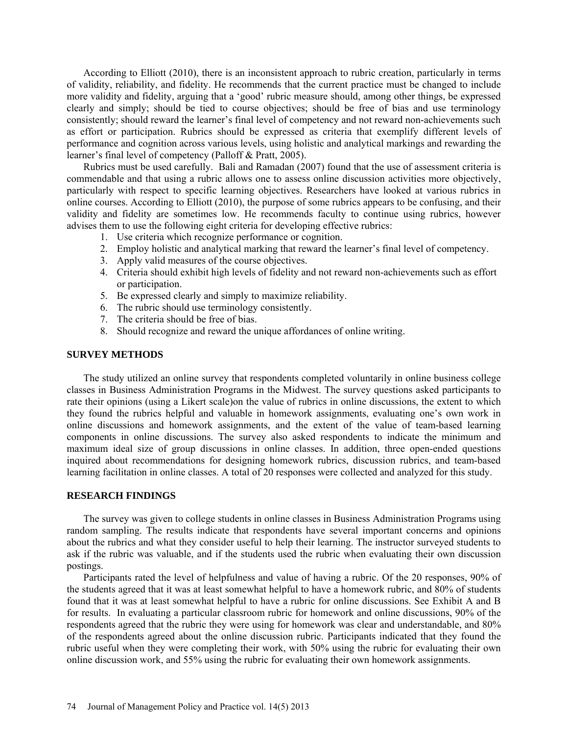According to Elliott (2010), there is an inconsistent approach to rubric creation, particularly in terms of validity, reliability, and fidelity. He recommends that the current practice must be changed to include more validity and fidelity, arguing that a 'good' rubric measure should, among other things, be expressed clearly and simply; should be tied to course objectives; should be free of bias and use terminology consistently; should reward the learner's final level of competency and not reward non-achievements such as effort or participation. Rubrics should be expressed as criteria that exemplify different levels of performance and cognition across various levels, using holistic and analytical markings and rewarding the learner's final level of competency (Palloff & Pratt, 2005).

Rubrics must be used carefully. Bali and Ramadan (2007) found that the use of assessment criteria is commendable and that using a rubric allows one to assess online discussion activities more objectively, particularly with respect to specific learning objectives. Researchers have looked at various rubrics in online courses. According to Elliott (2010), the purpose of some rubrics appears to be confusing, and their validity and fidelity are sometimes low. He recommends faculty to continue using rubrics, however advises them to use the following eight criteria for developing effective rubrics:

1. Use criteria which recognize performance or cognition.
2. Employ holistic and analytical marking that reward the learner's final level of competency.
3. Apply valid measures of the course objectives.
4. Criteria should exhibit high levels of fidelity and not reward non-achievements such as effort or participation.
5. Be expressed clearly and simply to maximize reliability.
6. The rubric should use terminology consistently.
7. The criteria should be free of bias.
8. Should recognize and reward the unique affordances of online writing.

## SURVEY METHODS

The study utilized an online survey that respondents completed voluntarily in online business college classes in Business Administration Programs in the Midwest. The survey questions asked participants to rate their opinions (using a Likert scale)on the value of rubrics in online discussions, the extent to which they found the rubrics helpful and valuable in homework assignments, evaluating one's own work in online discussions and homework assignments, and the extent of the value of team-based learning components in online discussions. The survey also asked respondents to indicate the minimum and maximum ideal size of group discussions in online classes. In addition, three open-ended questions inquired about recommendations for designing homework rubrics, discussion rubrics, and team-based learning facilitation in online classes. A total of 20 responses were collected and analyzed for this study.

## RESEARCH FINDINGS

The survey was given to college students in online classes in Business Administration Programs using random sampling. The results indicate that respondents have several important concerns and opinions about the rubrics and what they consider useful to help their learning. The instructor surveyed students to ask if the rubric was valuable, and if the students used the rubric when evaluating their own discussion postings.

Participants rated the level of helpfulness and value of having a rubric. Of the 20 responses, 90% of the students agreed that it was at least somewhat helpful to have a homework rubric, and 80% of students found that it was at least somewhat helpful to have a rubric for online discussions. See Exhibit A and B for results. In evaluating a particular classroom rubric for homework and online discussions, 90% of the respondents agreed that the rubric they were using for homework was clear and understandable, and 80% of the respondents agreed about the online discussion rubric. Participants indicated that they found the rubric useful when they were completing their work, with 50% using the rubric for evaluating their own online discussion work, and 55% using the rubric for evaluating their own homework assignments.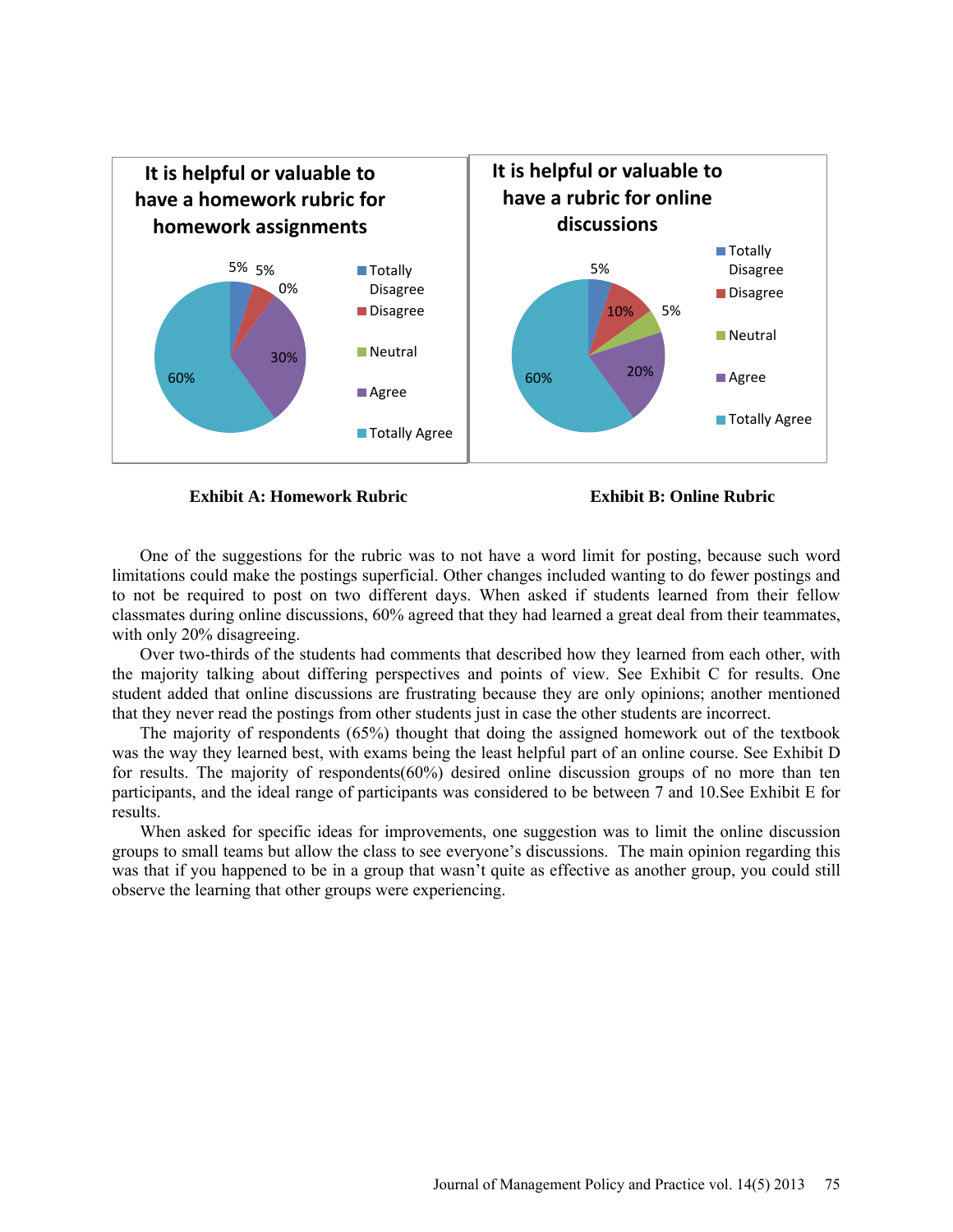**It is helpful or valuable to have a homework rubric for homework assignments**

| Response | Percentage |
| --- | --- |
| Totally Disagree | 5% |
| Disagree | 5% |
| Neutral | 0% |
| Agree | 30% |
| Totally Agree | 60% |

**Exhibit A: Homework Rubric**

**It is helpful or valuable to have a rubric for online discussions**

| Response | Percentage |
| --- | --- |
| Totally Disagree | 5% |
| Disagree | 10% |
| Neutral | 5% |
| Agree | 20% |
| Totally Agree | 60% |

**Exhibit B: Online Rubric**

One of the suggestions for the rubric was to not have a word limit for posting, because such word limitations could make the postings superficial. Other changes included wanting to do fewer postings and to not be required to post on two different days. When asked if students learned from their fellow classmates during online discussions, 60% agreed that they had learned a great deal from their teammates, with only 20% disagreeing.

Over two-thirds of the students had comments that described how they learned from each other, with the majority talking about differing perspectives and points of view. See Exhibit C for results. One student added that online discussions are frustrating because they are only opinions; another mentioned that they never read the postings from other students just in case the other students are incorrect.

The majority of respondents (65%) thought that doing the assigned homework out of the textbook was the way they learned best, with exams being the least helpful part of an online course. See Exhibit D for results. The majority of respondents(60%) desired online discussion groups of no more than ten participants, and the ideal range of participants was considered to be between 7 and 10.See Exhibit E for results.

When asked for specific ideas for improvements, one suggestion was to limit the online discussion groups to small teams but allow the class to see everyone's discussions. The main opinion regarding this was that if you happened to be in a group that wasn't quite as effective as another group, you could still observe the learning that other groups were experiencing.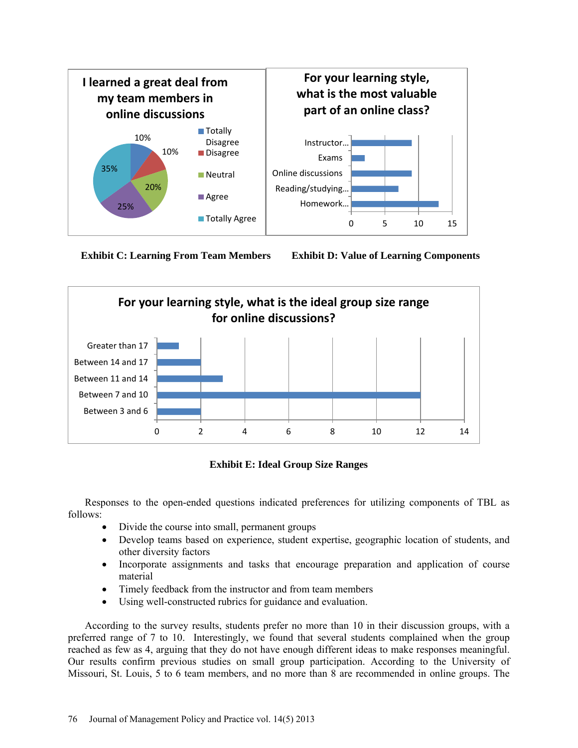Exhibit C: Learning From Team Members

Exhibit D: Value of Learning Components

Exhibit E: Ideal Group Size Ranges

Responses to the open-ended questions indicated preferences for utilizing components of TBL as follows:

- Divide the course into small, permanent groups
- Develop teams based on experience, student expertise, geographic location of students, and other diversity factors
- Incorporate assignments and tasks that encourage preparation and application of course material
- Timely feedback from the instructor and from team members
- Using well-constructed rubrics for guidance and evaluation.

According to the survey results, students prefer no more than 10 in their discussion groups, with a preferred range of 7 to 10. Interestingly, we found that several students complained when the group reached as few as 4, arguing that they do not have enough different ideas to make responses meaningful. Our results confirm previous studies on small group participation. According to the University of Missouri, St. Louis, 5 to 6 team members, and no more than 8 are recommended in online groups. The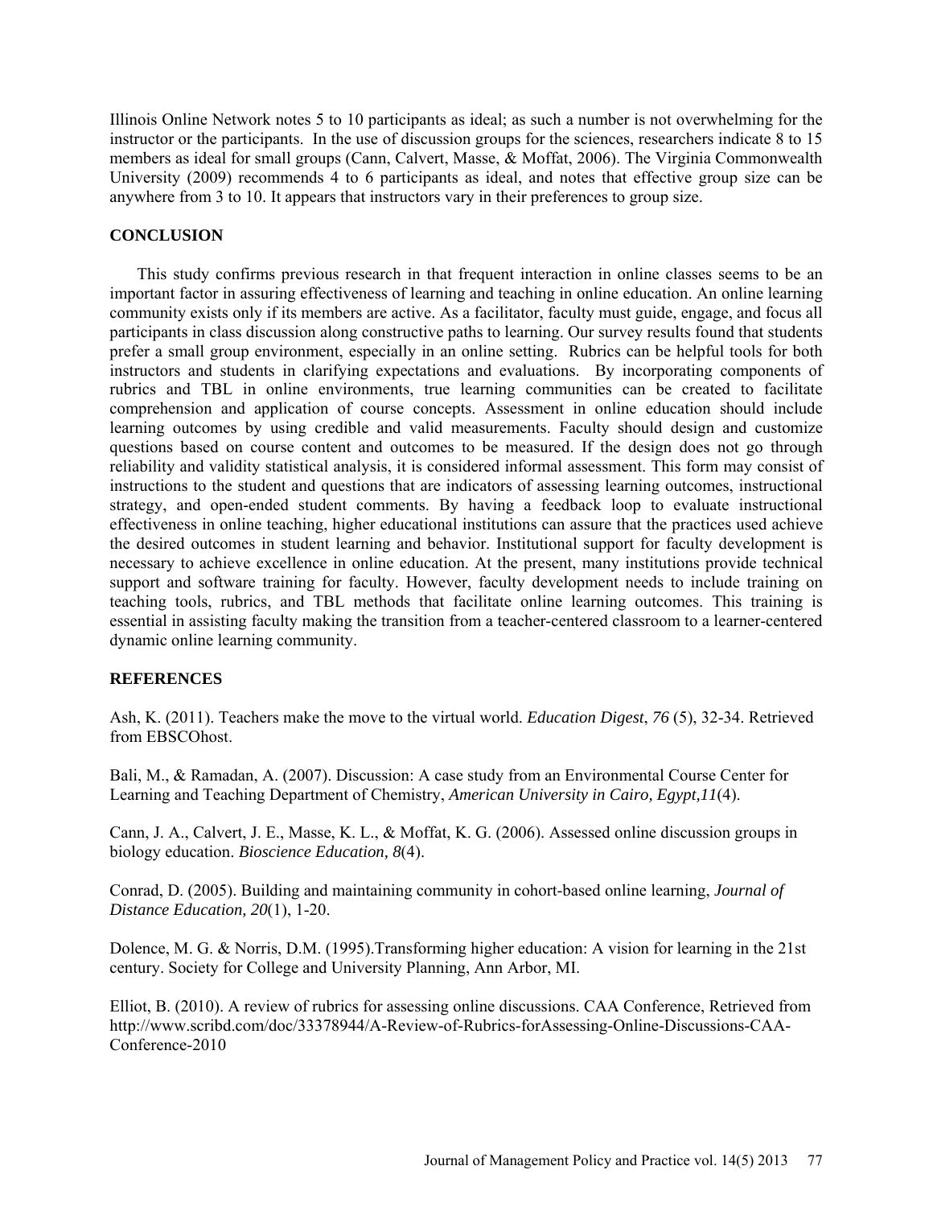Illinois Online Network notes 5 to 10 participants as ideal; as such a number is not overwhelming for the instructor or the participants. In the use of discussion groups for the sciences, researchers indicate 8 to 15 members as ideal for small groups (Cann, Calvert, Masse, & Moffat, 2006). The Virginia Commonwealth University (2009) recommends 4 to 6 participants as ideal, and notes that effective group size can be anywhere from 3 to 10. It appears that instructors vary in their preferences to group size.

## CONCLUSION

This study confirms previous research in that frequent interaction in online classes seems to be an important factor in assuring effectiveness of learning and teaching in online education. An online learning community exists only if its members are active. As a facilitator, faculty must guide, engage, and focus all participants in class discussion along constructive paths to learning. Our survey results found that students prefer a small group environment, especially in an online setting. Rubrics can be helpful tools for both instructors and students in clarifying expectations and evaluations. By incorporating components of rubrics and TBL in online environments, true learning communities can be created to facilitate comprehension and application of course concepts. Assessment in online education should include learning outcomes by using credible and valid measurements. Faculty should design and customize questions based on course content and outcomes to be measured. If the design does not go through reliability and validity statistical analysis, it is considered informal assessment. This form may consist of instructions to the student and questions that are indicators of assessing learning outcomes, instructional strategy, and open-ended student comments. By having a feedback loop to evaluate instructional effectiveness in online teaching, higher educational institutions can assure that the practices used achieve the desired outcomes in student learning and behavior. Institutional support for faculty development is necessary to achieve excellence in online education. At the present, many institutions provide technical support and software training for faculty. However, faculty development needs to include training on teaching tools, rubrics, and TBL methods that facilitate online learning outcomes. This training is essential in assisting faculty making the transition from a teacher-centered classroom to a learner-centered dynamic online learning community.

## REFERENCES

Ash, K. (2011). Teachers make the move to the virtual world. *Education Digest*, *76* (5), 32-34. Retrieved from EBSCOhost.

Bali, M., & Ramadan, A. (2007). Discussion: A case study from an Environmental Course Center for Learning and Teaching Department of Chemistry, *American University in Cairo, Egypt,11*(4).

Cann, J. A., Calvert, J. E., Masse, K. L., & Moffat, K. G. (2006). Assessed online discussion groups in biology education. *Bioscience Education, 8*(4).

Conrad, D. (2005). Building and maintaining community in cohort-based online learning, *Journal of Distance Education, 20*(1), 1-20.

Dolence, M. G. & Norris, D.M. (1995).Transforming higher education: A vision for learning in the 21st century. Society for College and University Planning, Ann Arbor, MI.

Elliot, B. (2010). A review of rubrics for assessing online discussions. CAA Conference, Retrieved from http://www.scribd.com/doc/33378944/A-Review-of-Rubrics-forAssessing-Online-Discussions-CAA-Conference-2010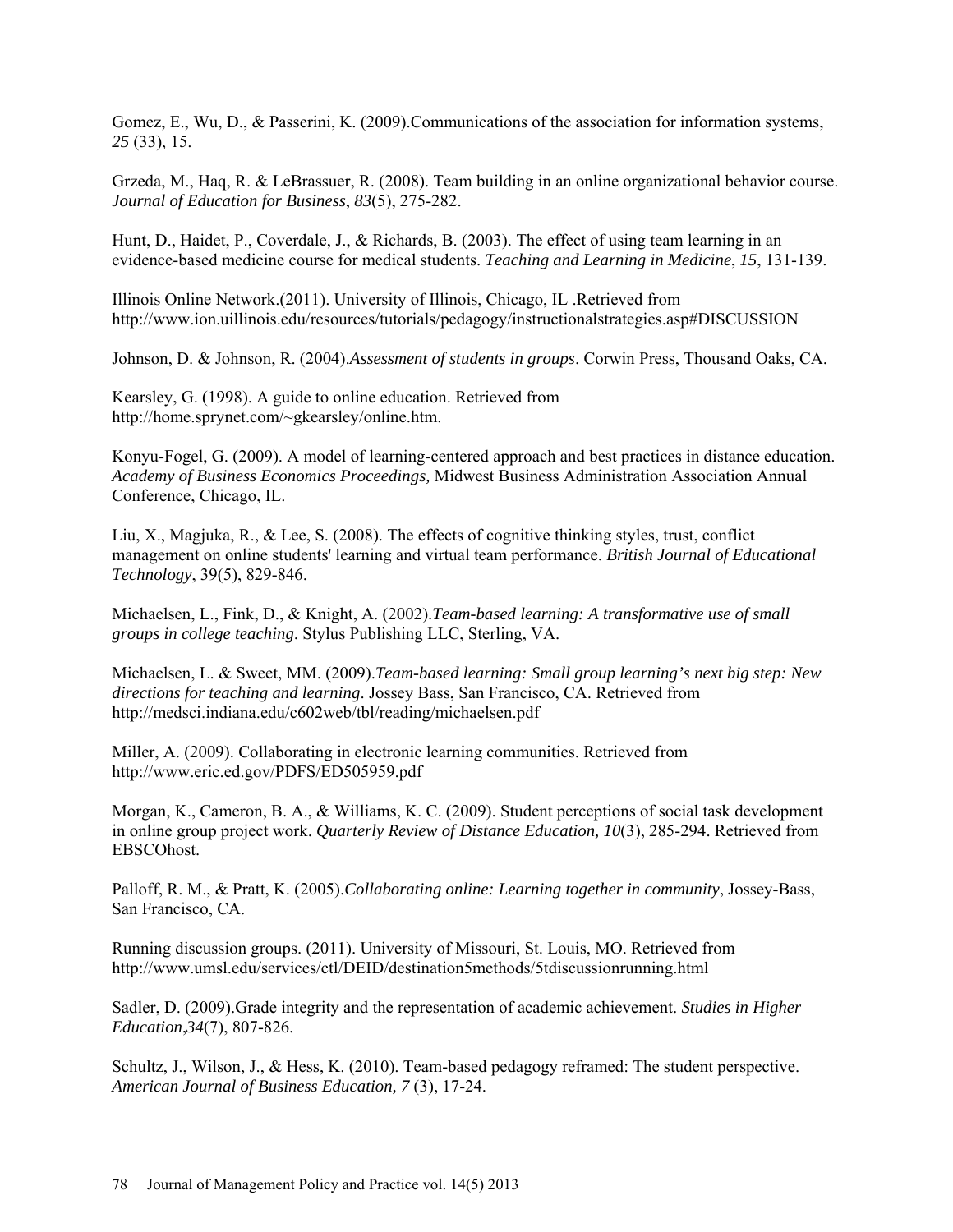Gomez, E., Wu, D., & Passerini, K. (2009).Communications of the association for information systems, *25* (33), 15.

Grzeda, M., Haq, R. & LeBrassuer, R. (2008). Team building in an online organizational behavior course. *Journal of Education for Business*, *83*(5), 275-282.

Hunt, D., Haidet, P., Coverdale, J., & Richards, B. (2003). The effect of using team learning in an evidence-based medicine course for medical students. *Teaching and Learning in Medicine*, *15*, 131-139.

Illinois Online Network.(2011). University of Illinois, Chicago, IL .Retrieved from http://www.ion.uillinois.edu/resources/tutorials/pedagogy/instructionalstrategies.asp#DISCUSSION

Johnson, D. & Johnson, R. (2004).*Assessment of students in groups*. Corwin Press, Thousand Oaks, CA.

Kearsley, G. (1998). A guide to online education. Retrieved from http://home.sprynet.com/~gkearsley/online.htm.

Konyu-Fogel, G. (2009). A model of learning-centered approach and best practices in distance education. *Academy of Business Economics Proceedings,* Midwest Business Administration Association Annual Conference, Chicago, IL.

Liu, X., Magjuka, R., & Lee, S. (2008). The effects of cognitive thinking styles, trust, conflict management on online students' learning and virtual team performance. *British Journal of Educational Technology*, 39(5), 829-846.

Michaelsen, L., Fink, D., & Knight, A. (2002).*Team-based learning: A transformative use of small groups in college teaching*. Stylus Publishing LLC, Sterling, VA.

Michaelsen, L. & Sweet, MM. (2009).*Team-based learning: Small group learning's next big step: New directions for teaching and learning*. Jossey Bass, San Francisco, CA. Retrieved from http://medsci.indiana.edu/c602web/tbl/reading/michaelsen.pdf

Miller, A. (2009). Collaborating in electronic learning communities. Retrieved from http://www.eric.ed.gov/PDFS/ED505959.pdf

Morgan, K., Cameron, B. A., & Williams, K. C. (2009). Student perceptions of social task development in online group project work. *Quarterly Review of Distance Education, 10*(3), 285-294. Retrieved from EBSCOhost.

Palloff, R. M., & Pratt, K. (2005).*Collaborating online: Learning together in community*, Jossey-Bass, San Francisco, CA.

Running discussion groups. (2011). University of Missouri, St. Louis, MO. Retrieved from http://www.umsl.edu/services/ctl/DEID/destination5methods/5tdiscussionrunning.html

Sadler, D. (2009).Grade integrity and the representation of academic achievement. *Studies in Higher Education*,*34*(7), 807-826.

Schultz, J., Wilson, J., & Hess, K. (2010). Team-based pedagogy reframed: The student perspective. *American Journal of Business Education, 7* (3), 17-24.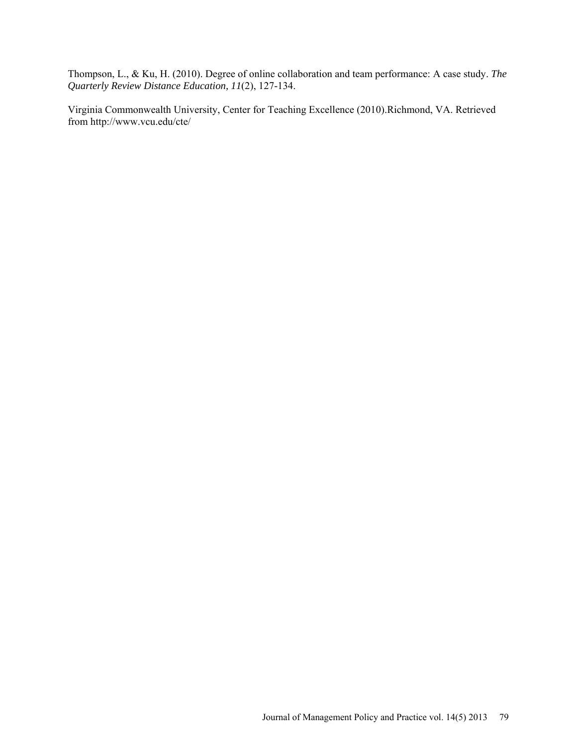Thompson, L., & Ku, H. (2010). Degree of online collaboration and team performance: A case study. *The Quarterly Review Distance Education, 11*(2), 127-134.

Virginia Commonwealth University, Center for Teaching Excellence (2010).Richmond, VA. Retrieved from http://www.vcu.edu/cte/